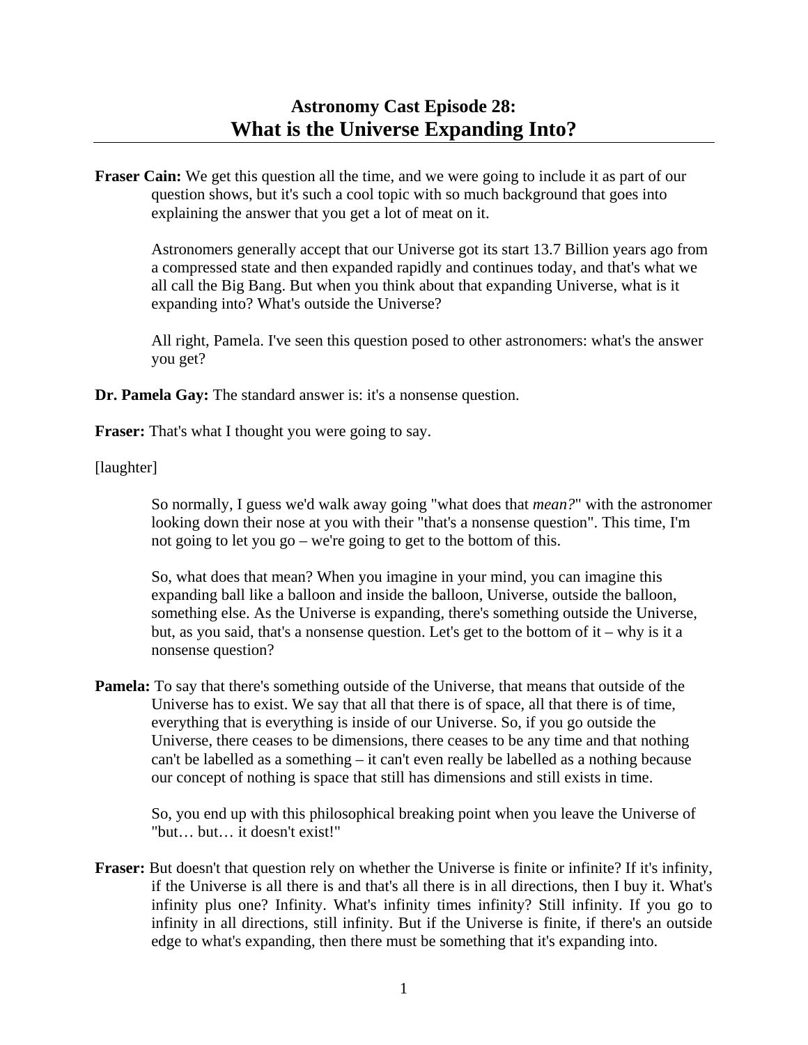# Astronomy Cast Episode 28: What is the Universe Expanding Into?

**Fraser Cain:** We get this question all the time, and we were going to include it as part of our question shows, but it's such a cool topic with so much background that goes into explaining the answer that you get a lot of meat on it.

Astronomers generally accept that our Universe got its start 13.7 Billion years ago from a compressed state and then expanded rapidly and continues today, and that's what we all call the Big Bang. But when you think about that expanding Universe, what is it expanding into? What's outside the Universe?

All right, Pamela. I've seen this question posed to other astronomers: what's the answer you get?

**Dr. Pamela Gay:** The standard answer is: it's a nonsense question.

**Fraser:** That's what I thought you were going to say.

[laughter]

So normally, I guess we'd walk away going "what does that *mean?*" with the astronomer looking down their nose at you with their "that's a nonsense question". This time, I'm not going to let you go – we're going to get to the bottom of this.

So, what does that mean? When you imagine in your mind, you can imagine this expanding ball like a balloon and inside the balloon, Universe, outside the balloon, something else. As the Universe is expanding, there's something outside the Universe, but, as you said, that's a nonsense question. Let's get to the bottom of it – why is it a nonsense question?

**Pamela:** To say that there's something outside of the Universe, that means that outside of the Universe has to exist. We say that all that there is of space, all that there is of time, everything that is everything is inside of our Universe. So, if you go outside the Universe, there ceases to be dimensions, there ceases to be any time and that nothing can't be labelled as a something – it can't even really be labelled as a nothing because our concept of nothing is space that still has dimensions and still exists in time.

So, you end up with this philosophical breaking point when you leave the Universe of "but… but… it doesn't exist!"

**Fraser:** But doesn't that question rely on whether the Universe is finite or infinite? If it's infinity, if the Universe is all there is and that's all there is in all directions, then I buy it. What's infinity plus one? Infinity. What's infinity times infinity? Still infinity. If you go to infinity in all directions, still infinity. But if the Universe is finite, if there's an outside edge to what's expanding, then there must be something that it's expanding into.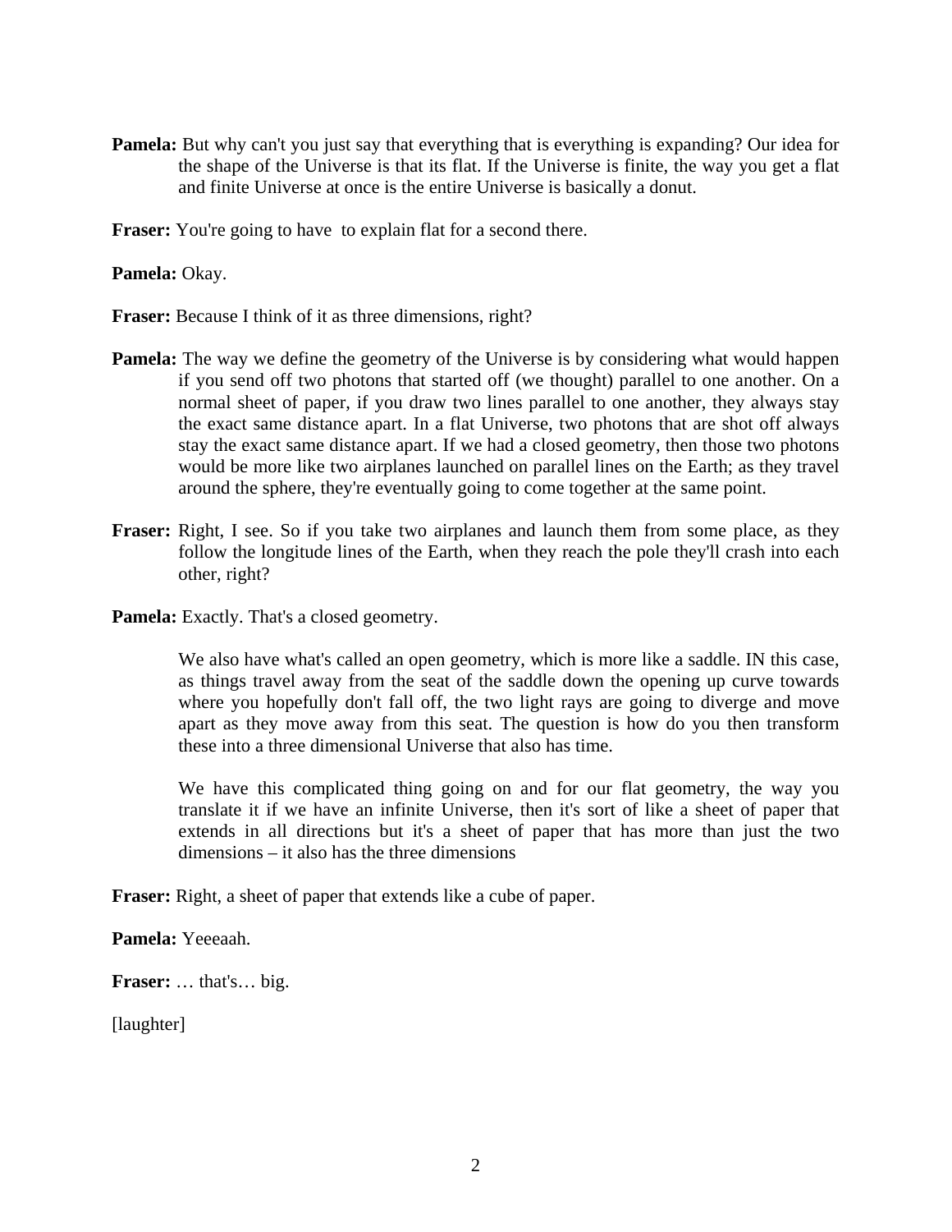**Pamela:** But why can't you just say that everything that is everything is expanding? Our idea for the shape of the Universe is that its flat. If the Universe is finite, the way you get a flat and finite Universe at once is the entire Universe is basically a donut.

**Fraser:** You're going to have to explain flat for a second there.

**Pamela:** Okay.

**Fraser:** Because I think of it as three dimensions, right?

**Pamela:** The way we define the geometry of the Universe is by considering what would happen if you send off two photons that started off (we thought) parallel to one another. On a normal sheet of paper, if you draw two lines parallel to one another, they always stay the exact same distance apart. In a flat Universe, two photons that are shot off always stay the exact same distance apart. If we had a closed geometry, then those two photons would be more like two airplanes launched on parallel lines on the Earth; as they travel around the sphere, they're eventually going to come together at the same point.

**Fraser:** Right, I see. So if you take two airplanes and launch them from some place, as they follow the longitude lines of the Earth, when they reach the pole they'll crash into each other, right?

**Pamela:** Exactly. That's a closed geometry.

We also have what's called an open geometry, which is more like a saddle. IN this case, as things travel away from the seat of the saddle down the opening up curve towards where you hopefully don't fall off, the two light rays are going to diverge and move apart as they move away from this seat. The question is how do you then transform these into a three dimensional Universe that also has time.

We have this complicated thing going on and for our flat geometry, the way you translate it if we have an infinite Universe, then it's sort of like a sheet of paper that extends in all directions but it's a sheet of paper that has more than just the two dimensions – it also has the three dimensions

**Fraser:** Right, a sheet of paper that extends like a cube of paper.

**Pamela:** Yeeeaah.

**Fraser:** … that's… big.

[laughter]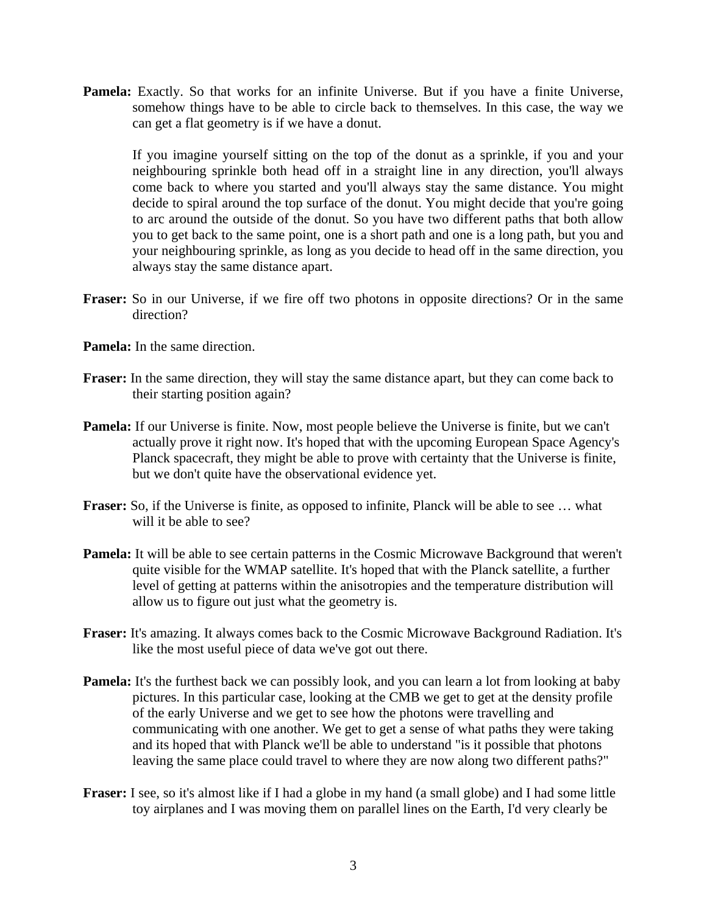**Pamela:** Exactly. So that works for an infinite Universe. But if you have a finite Universe, somehow things have to be able to circle back to themselves. In this case, the way we can get a flat geometry is if we have a donut.

If you imagine yourself sitting on the top of the donut as a sprinkle, if you and your neighbouring sprinkle both head off in a straight line in any direction, you'll always come back to where you started and you'll always stay the same distance. You might decide to spiral around the top surface of the donut. You might decide that you're going to arc around the outside of the donut. So you have two different paths that both allow you to get back to the same point, one is a short path and one is a long path, but you and your neighbouring sprinkle, as long as you decide to head off in the same direction, you always stay the same distance apart.

**Fraser:** So in our Universe, if we fire off two photons in opposite directions? Or in the same direction?

**Pamela:** In the same direction.

**Fraser:** In the same direction, they will stay the same distance apart, but they can come back to their starting position again?

**Pamela:** If our Universe is finite. Now, most people believe the Universe is finite, but we can't actually prove it right now. It's hoped that with the upcoming European Space Agency's Planck spacecraft, they might be able to prove with certainty that the Universe is finite, but we don't quite have the observational evidence yet.

**Fraser:** So, if the Universe is finite, as opposed to infinite, Planck will be able to see … what will it be able to see?

**Pamela:** It will be able to see certain patterns in the Cosmic Microwave Background that weren't quite visible for the WMAP satellite. It's hoped that with the Planck satellite, a further level of getting at patterns within the anisotropies and the temperature distribution will allow us to figure out just what the geometry is.

**Fraser:** It's amazing. It always comes back to the Cosmic Microwave Background Radiation. It's like the most useful piece of data we've got out there.

**Pamela:** It's the furthest back we can possibly look, and you can learn a lot from looking at baby pictures. In this particular case, looking at the CMB we get to get at the density profile of the early Universe and we get to see how the photons were travelling and communicating with one another. We get to get a sense of what paths they were taking and its hoped that with Planck we'll be able to understand "is it possible that photons leaving the same place could travel to where they are now along two different paths?"

**Fraser:** I see, so it's almost like if I had a globe in my hand (a small globe) and I had some little toy airplanes and I was moving them on parallel lines on the Earth, I'd very clearly be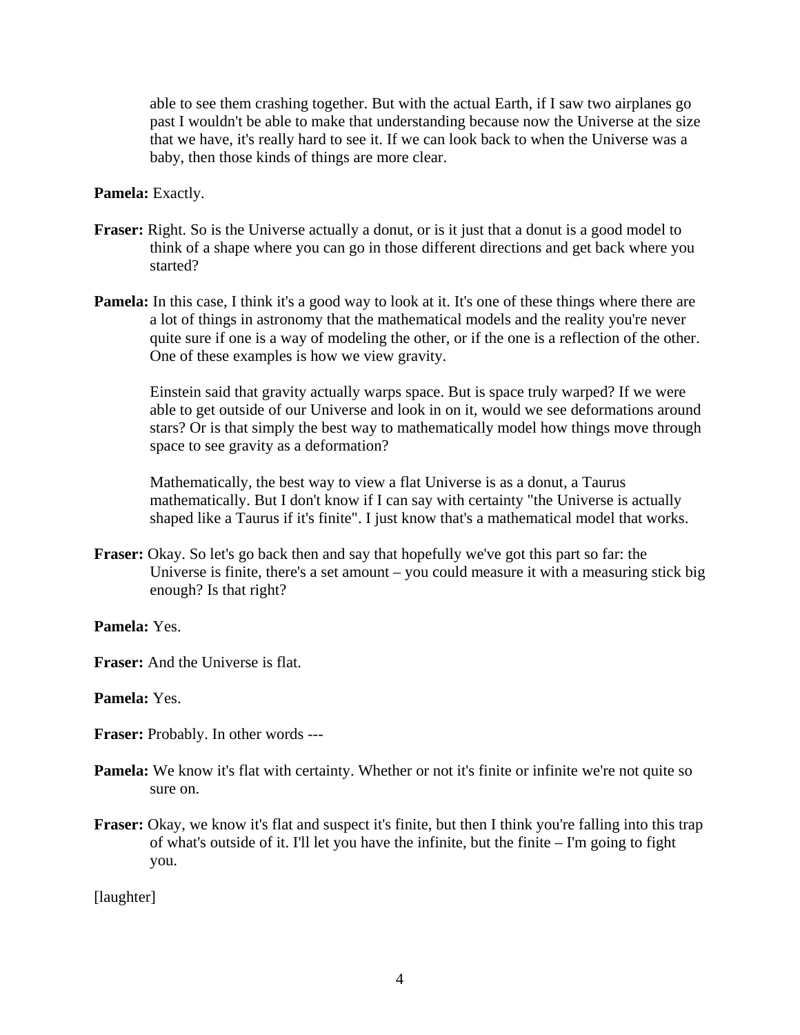able to see them crashing together. But with the actual Earth, if I saw two airplanes go past I wouldn't be able to make that understanding because now the Universe at the size that we have, it's really hard to see it. If we can look back to when the Universe was a baby, then those kinds of things are more clear.

**Pamela:** Exactly.

**Fraser:** Right. So is the Universe actually a donut, or is it just that a donut is a good model to think of a shape where you can go in those different directions and get back where you started?

**Pamela:** In this case, I think it's a good way to look at it. It's one of these things where there are a lot of things in astronomy that the mathematical models and the reality you're never quite sure if one is a way of modeling the other, or if the one is a reflection of the other. One of these examples is how we view gravity.

Einstein said that gravity actually warps space. But is space truly warped? If we were able to get outside of our Universe and look in on it, would we see deformations around stars? Or is that simply the best way to mathematically model how things move through space to see gravity as a deformation?

Mathematically, the best way to view a flat Universe is as a donut, a Taurus mathematically. But I don't know if I can say with certainty "the Universe is actually shaped like a Taurus if it's finite". I just know that's a mathematical model that works.

**Fraser:** Okay. So let's go back then and say that hopefully we've got this part so far: the Universe is finite, there's a set amount – you could measure it with a measuring stick big enough? Is that right?

**Pamela:** Yes.

**Fraser:** And the Universe is flat.

**Pamela:** Yes.

**Fraser:** Probably. In other words ---

**Pamela:** We know it's flat with certainty. Whether or not it's finite or infinite we're not quite so sure on.

**Fraser:** Okay, we know it's flat and suspect it's finite, but then I think you're falling into this trap of what's outside of it. I'll let you have the infinite, but the finite – I'm going to fight you.

[laughter]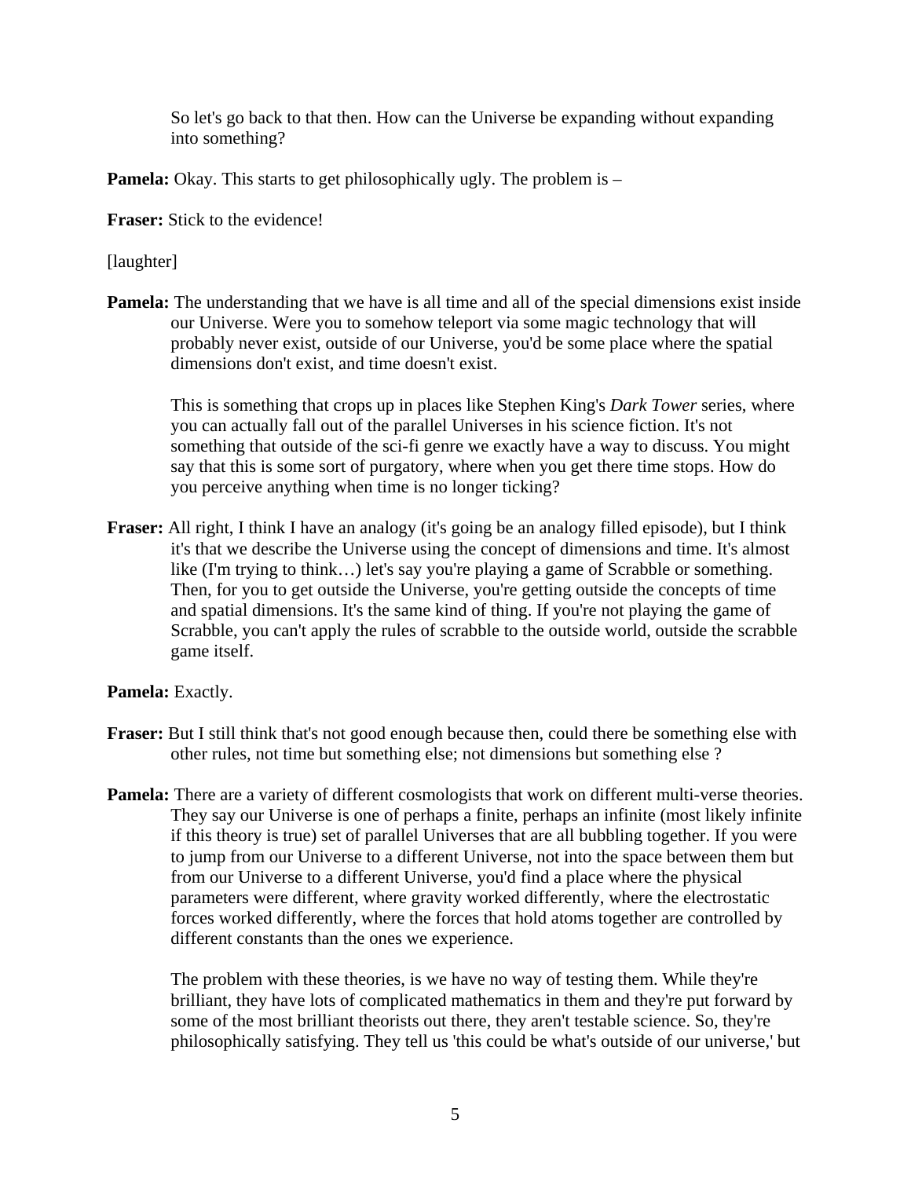So let's go back to that then. How can the Universe be expanding without expanding into something?

**Pamela:** Okay. This starts to get philosophically ugly. The problem is –

**Fraser:** Stick to the evidence!

[laughter]

**Pamela:** The understanding that we have is all time and all of the special dimensions exist inside our Universe. Were you to somehow teleport via some magic technology that will probably never exist, outside of our Universe, you'd be some place where the spatial dimensions don't exist, and time doesn't exist.

This is something that crops up in places like Stephen King's *Dark Tower* series, where you can actually fall out of the parallel Universes in his science fiction. It's not something that outside of the sci-fi genre we exactly have a way to discuss. You might say that this is some sort of purgatory, where when you get there time stops. How do you perceive anything when time is no longer ticking?

**Fraser:** All right, I think I have an analogy (it's going be an analogy filled episode), but I think it's that we describe the Universe using the concept of dimensions and time. It's almost like (I'm trying to think…) let's say you're playing a game of Scrabble or something. Then, for you to get outside the Universe, you're getting outside the concepts of time and spatial dimensions. It's the same kind of thing. If you're not playing the game of Scrabble, you can't apply the rules of scrabble to the outside world, outside the scrabble game itself.

**Pamela:** Exactly.

**Fraser:** But I still think that's not good enough because then, could there be something else with other rules, not time but something else; not dimensions but something else ?

**Pamela:** There are a variety of different cosmologists that work on different multi-verse theories. They say our Universe is one of perhaps a finite, perhaps an infinite (most likely infinite if this theory is true) set of parallel Universes that are all bubbling together. If you were to jump from our Universe to a different Universe, not into the space between them but from our Universe to a different Universe, you'd find a place where the physical parameters were different, where gravity worked differently, where the electrostatic forces worked differently, where the forces that hold atoms together are controlled by different constants than the ones we experience.

The problem with these theories, is we have no way of testing them. While they're brilliant, they have lots of complicated mathematics in them and they're put forward by some of the most brilliant theorists out there, they aren't testable science. So, they're philosophically satisfying. They tell us 'this could be what's outside of our universe,' but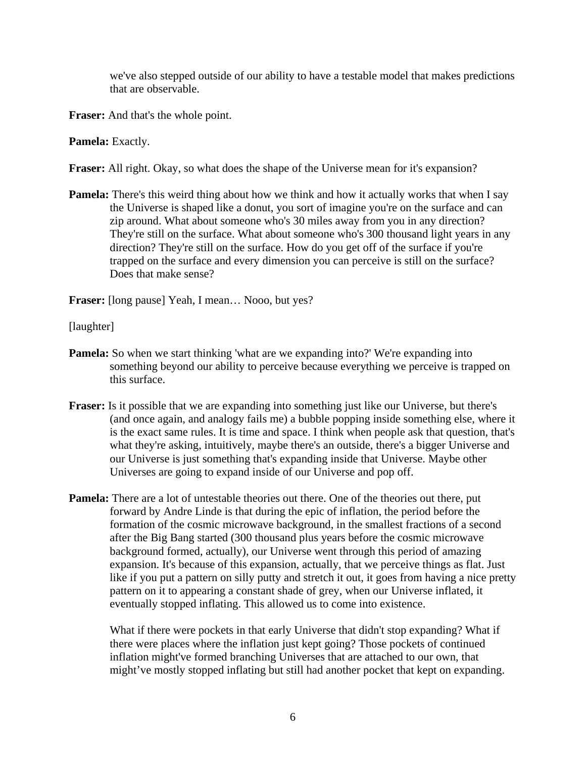we've also stepped outside of our ability to have a testable model that makes predictions that are observable.

**Fraser:** And that's the whole point.

**Pamela:** Exactly.

**Fraser:** All right. Okay, so what does the shape of the Universe mean for it's expansion?

**Pamela:** There's this weird thing about how we think and how it actually works that when I say the Universe is shaped like a donut, you sort of imagine you're on the surface and can zip around. What about someone who's 30 miles away from you in any direction? They're still on the surface. What about someone who's 300 thousand light years in any direction? They're still on the surface. How do you get off of the surface if you're trapped on the surface and every dimension you can perceive is still on the surface? Does that make sense?

**Fraser:** [long pause] Yeah, I mean… Nooo, but yes?

[laughter]

**Pamela:** So when we start thinking 'what are we expanding into?' We're expanding into something beyond our ability to perceive because everything we perceive is trapped on this surface.

**Fraser:** Is it possible that we are expanding into something just like our Universe, but there's (and once again, and analogy fails me) a bubble popping inside something else, where it is the exact same rules. It is time and space. I think when people ask that question, that's what they're asking, intuitively, maybe there's an outside, there's a bigger Universe and our Universe is just something that's expanding inside that Universe. Maybe other Universes are going to expand inside of our Universe and pop off.

**Pamela:** There are a lot of untestable theories out there. One of the theories out there, put forward by Andre Linde is that during the epic of inflation, the period before the formation of the cosmic microwave background, in the smallest fractions of a second after the Big Bang started (300 thousand plus years before the cosmic microwave background formed, actually), our Universe went through this period of amazing expansion. It's because of this expansion, actually, that we perceive things as flat. Just like if you put a pattern on silly putty and stretch it out, it goes from having a nice pretty pattern on it to appearing a constant shade of grey, when our Universe inflated, it eventually stopped inflating. This allowed us to come into existence.

What if there were pockets in that early Universe that didn't stop expanding? What if there were places where the inflation just kept going? Those pockets of continued inflation might've formed branching Universes that are attached to our own, that might've mostly stopped inflating but still had another pocket that kept on expanding.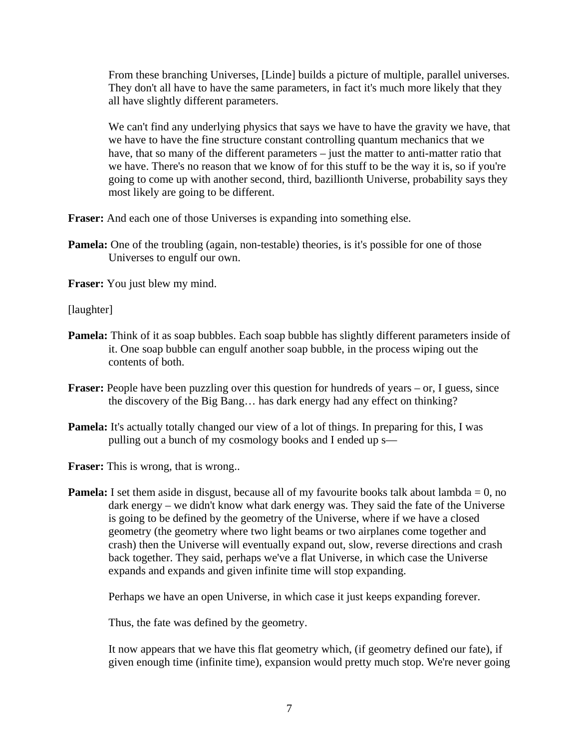From these branching Universes, [Linde] builds a picture of multiple, parallel universes. They don't all have to have the same parameters, in fact it's much more likely that they all have slightly different parameters.

We can't find any underlying physics that says we have to have the gravity we have, that we have to have the fine structure constant controlling quantum mechanics that we have, that so many of the different parameters – just the matter to anti-matter ratio that we have. There's no reason that we know of for this stuff to be the way it is, so if you're going to come up with another second, third, bazillionth Universe, probability says they most likely are going to be different.

**Fraser:** And each one of those Universes is expanding into something else.

**Pamela:** One of the troubling (again, non-testable) theories, is it's possible for one of those Universes to engulf our own.

**Fraser:** You just blew my mind.

[laughter]

**Pamela:** Think of it as soap bubbles. Each soap bubble has slightly different parameters inside of it. One soap bubble can engulf another soap bubble, in the process wiping out the contents of both.

**Fraser:** People have been puzzling over this question for hundreds of years – or, I guess, since the discovery of the Big Bang… has dark energy had any effect on thinking?

**Pamela:** It's actually totally changed our view of a lot of things. In preparing for this, I was pulling out a bunch of my cosmology books and I ended up s—

**Fraser:** This is wrong, that is wrong..

**Pamela:** I set them aside in disgust, because all of my favourite books talk about lambda = 0, no dark energy – we didn't know what dark energy was. They said the fate of the Universe is going to be defined by the geometry of the Universe, where if we have a closed geometry (the geometry where two light beams or two airplanes come together and crash) then the Universe will eventually expand out, slow, reverse directions and crash back together. They said, perhaps we've a flat Universe, in which case the Universe expands and expands and given infinite time will stop expanding.

Perhaps we have an open Universe, in which case it just keeps expanding forever.

Thus, the fate was defined by the geometry.

It now appears that we have this flat geometry which, (if geometry defined our fate), if given enough time (infinite time), expansion would pretty much stop. We're never going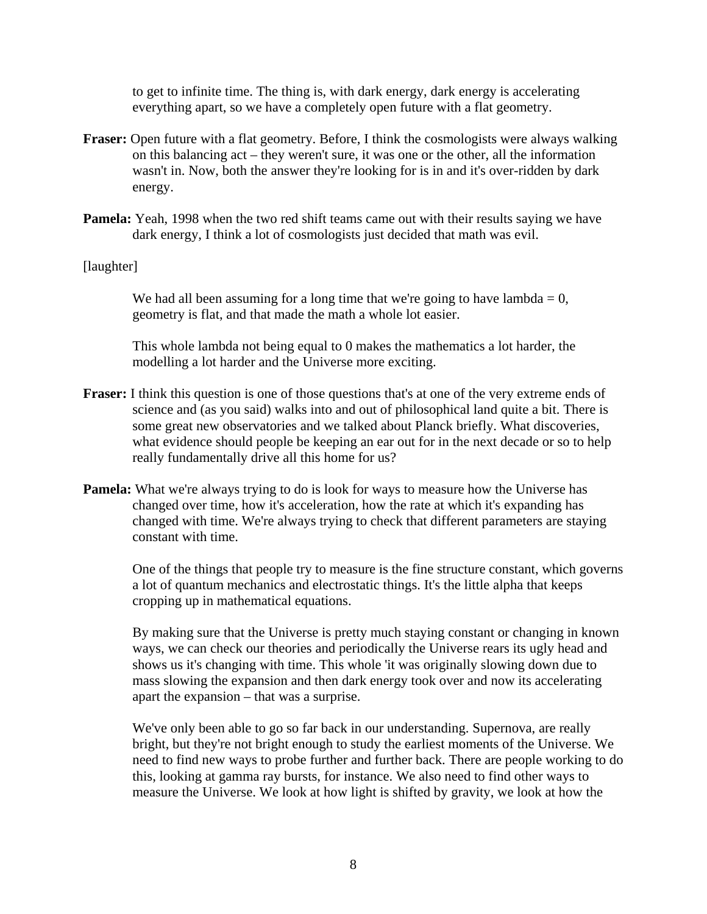to get to infinite time. The thing is, with dark energy, dark energy is accelerating everything apart, so we have a completely open future with a flat geometry.

**Fraser:** Open future with a flat geometry. Before, I think the cosmologists were always walking on this balancing act – they weren't sure, it was one or the other, all the information wasn't in. Now, both the answer they're looking for is in and it's over-ridden by dark energy.

**Pamela:** Yeah, 1998 when the two red shift teams came out with their results saying we have dark energy, I think a lot of cosmologists just decided that math was evil.

[laughter]

We had all been assuming for a long time that we're going to have lambda = 0, geometry is flat, and that made the math a whole lot easier.

This whole lambda not being equal to 0 makes the mathematics a lot harder, the modelling a lot harder and the Universe more exciting.

**Fraser:** I think this question is one of those questions that's at one of the very extreme ends of science and (as you said) walks into and out of philosophical land quite a bit. There is some great new observatories and we talked about Planck briefly. What discoveries, what evidence should people be keeping an ear out for in the next decade or so to help really fundamentally drive all this home for us?

**Pamela:** What we're always trying to do is look for ways to measure how the Universe has changed over time, how it's acceleration, how the rate at which it's expanding has changed with time. We're always trying to check that different parameters are staying constant with time.

One of the things that people try to measure is the fine structure constant, which governs a lot of quantum mechanics and electrostatic things. It's the little alpha that keeps cropping up in mathematical equations.

By making sure that the Universe is pretty much staying constant or changing in known ways, we can check our theories and periodically the Universe rears its ugly head and shows us it's changing with time. This whole 'it was originally slowing down due to mass slowing the expansion and then dark energy took over and now its accelerating apart the expansion – that was a surprise.

We've only been able to go so far back in our understanding. Supernova, are really bright, but they're not bright enough to study the earliest moments of the Universe. We need to find new ways to probe further and further back. There are people working to do this, looking at gamma ray bursts, for instance. We also need to find other ways to measure the Universe. We look at how light is shifted by gravity, we look at how the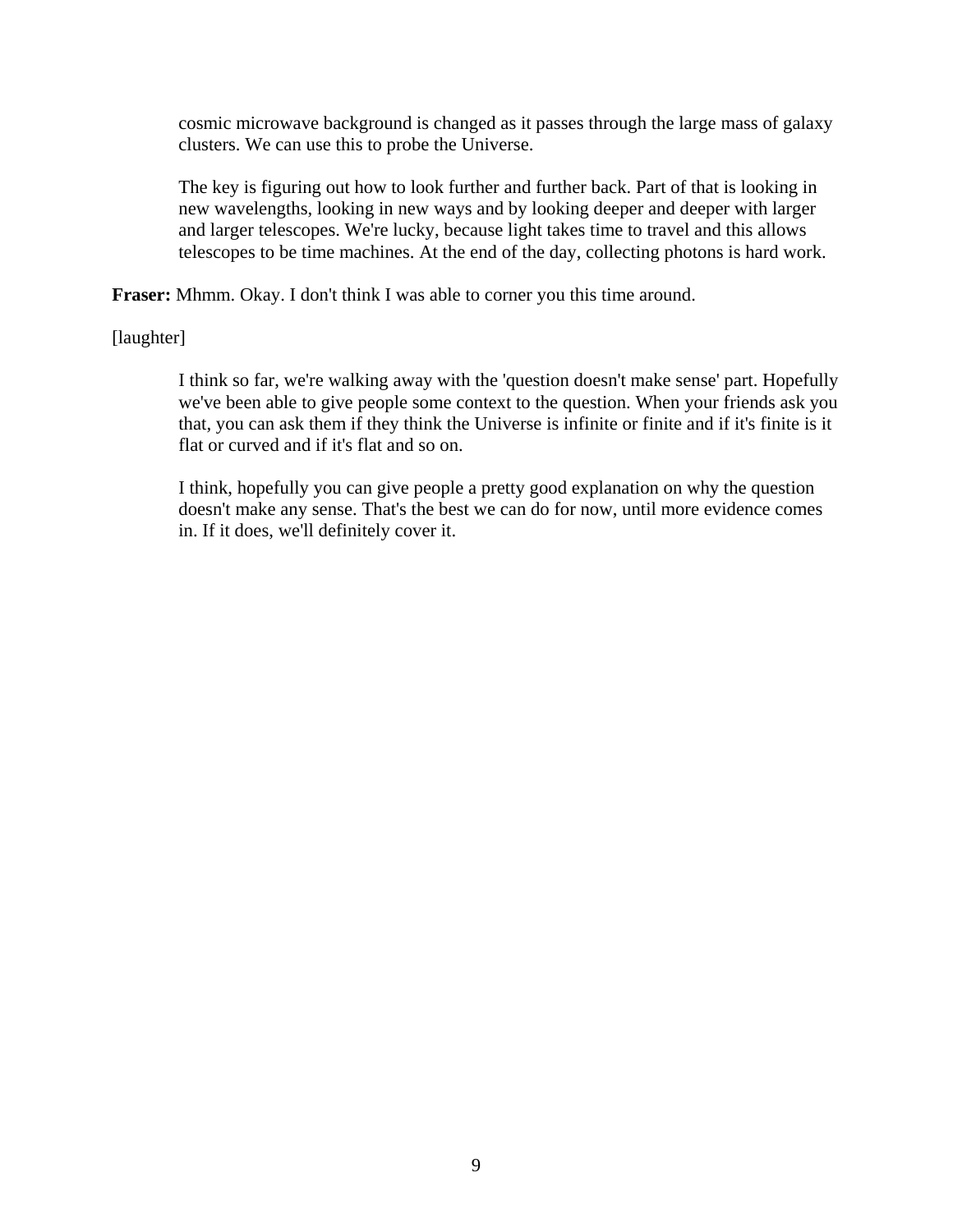cosmic microwave background is changed as it passes through the large mass of galaxy clusters. We can use this to probe the Universe.

The key is figuring out how to look further and further back. Part of that is looking in new wavelengths, looking in new ways and by looking deeper and deeper with larger and larger telescopes. We're lucky, because light takes time to travel and this allows telescopes to be time machines. At the end of the day, collecting photons is hard work.

**Fraser:** Mhmm. Okay. I don't think I was able to corner you this time around.

[laughter]

I think so far, we're walking away with the 'question doesn't make sense' part. Hopefully we've been able to give people some context to the question. When your friends ask you that, you can ask them if they think the Universe is infinite or finite and if it's finite is it flat or curved and if it's flat and so on.

I think, hopefully you can give people a pretty good explanation on why the question doesn't make any sense. That's the best we can do for now, until more evidence comes in. If it does, we'll definitely cover it.